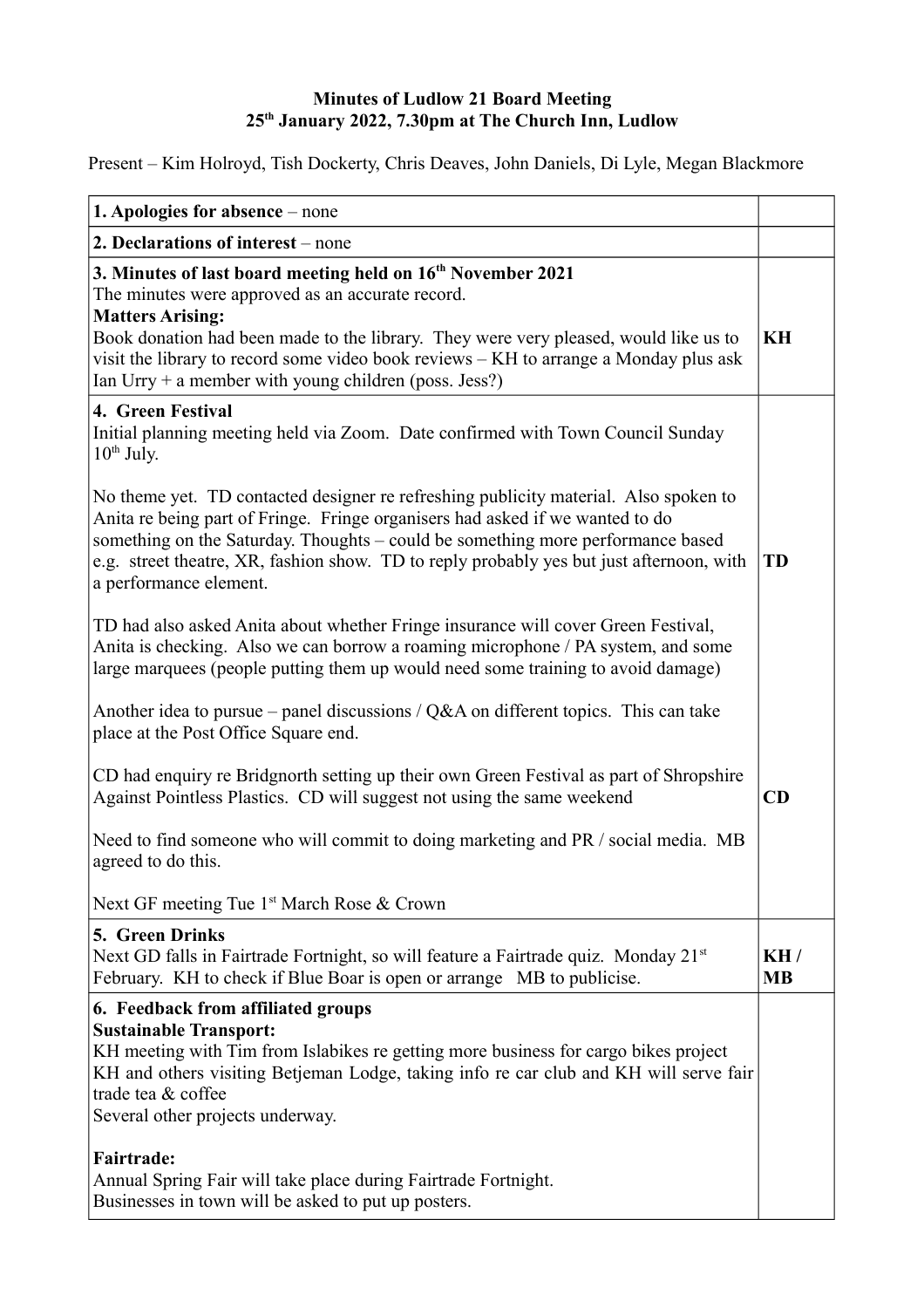**Minutes of Ludlow 21 Board Meeting**
**25th January 2022, 7.30pm at The Church Inn, Ludlow**

Present – Kim Holroyd, Tish Dockerty, Chris Deaves, John Daniels, Di Lyle, Megan Blackmore

| | |
|---|---|
| **1. Apologies for absence** – none | |
| **2. Declarations of interest** – none | |
| **3. Minutes of last board meeting held on 16th November 2021**<br>The minutes were approved as an accurate record.<br>**Matters Arising:**<br>Book donation had been made to the library. They were very pleased, would like us to visit the library to record some video book reviews – KH to arrange a Monday plus ask Ian Urry + a member with young children (poss. Jess?) | **KH** |
| **4. Green Festival**<br>Initial planning meeting held via Zoom. Date confirmed with Town Council Sunday 10th July.<br><br>No theme yet. TD contacted designer re refreshing publicity material. Also spoken to Anita re being part of Fringe. Fringe organisers had asked if we wanted to do something on the Saturday. Thoughts – could be something more performance based e.g. street theatre, XR, fashion show. TD to reply probably yes but just afternoon, with a performance element.<br><br>TD had also asked Anita about whether Fringe insurance will cover Green Festival, Anita is checking. Also we can borrow a roaming microphone / PA system, and some large marquees (people putting them up would need some training to avoid damage)<br><br>Another idea to pursue – panel discussions / Q&A on different topics. This can take place at the Post Office Square end.<br><br>CD had enquiry re Bridgnorth setting up their own Green Festival as part of Shropshire Against Pointless Plastics. CD will suggest not using the same weekend<br><br>Need to find someone who will commit to doing marketing and PR / social media. MB agreed to do this.<br><br>Next GF meeting Tue 1st March Rose & Crown | **TD**<br><br>**CD** |
| **5. Green Drinks**<br>Next GD falls in Fairtrade Fortnight, so will feature a Fairtrade quiz. Monday 21st February. KH to check if Blue Boar is open or arrange MB to publicise. | **KH / MB** |
| **6. Feedback from affiliated groups**<br>**Sustainable Transport:**<br>KH meeting with Tim from Islabikes re getting more business for cargo bikes project<br>KH and others visiting Betjeman Lodge, taking info re car club and KH will serve fair trade tea & coffee<br>Several other projects underway.<br><br>**Fairtrade:**<br>Annual Spring Fair will take place during Fairtrade Fortnight.<br>Businesses in town will be asked to put up posters. | |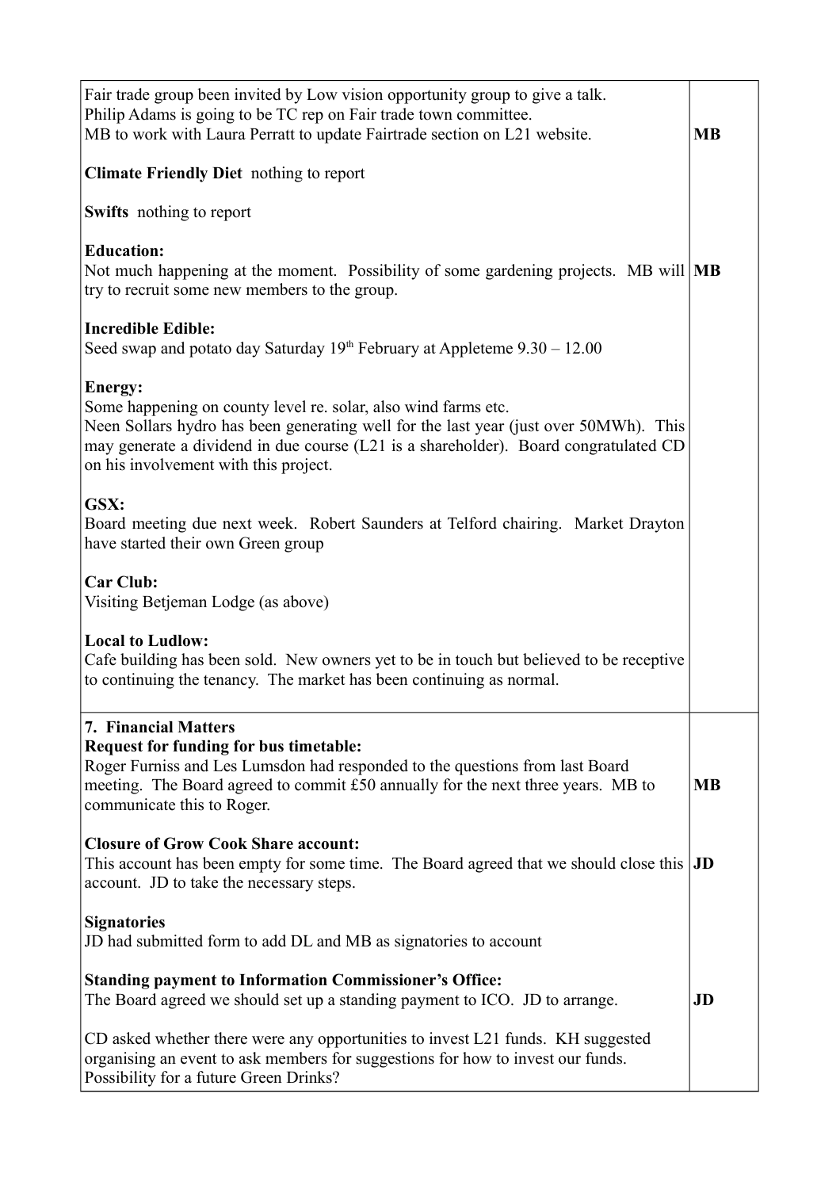| | |
|---|---|
| Fair trade group been invited by Low vision opportunity group to give a talk.<br>Philip Adams is going to be TC rep on Fair trade town committee.<br>MB to work with Laura Perratt to update Fairtrade section on L21 website.<br><br>**Climate Friendly Diet** nothing to report<br><br>**Swifts** nothing to report<br><br>**Education:**<br>Not much happening at the moment. Possibility of some gardening projects. MB will try to recruit some new members to the group.<br><br>**Incredible Edible:**<br>Seed swap and potato day Saturday 19th February at Appleteme 9.30 – 12.00<br><br>**Energy:**<br>Some happening on county level re. solar, also wind farms etc.<br>Neen Sollars hydro has been generating well for the last year (just over 50MWh). This may generate a dividend in due course (L21 is a shareholder). Board congratulated CD on his involvement with this project.<br><br>**GSX:**<br>Board meeting due next week. Robert Saunders at Telford chairing. Market Drayton have started their own Green group<br><br>**Car Club:**<br>Visiting Betjeman Lodge (as above)<br><br>**Local to Ludlow:**<br>Cafe building has been sold. New owners yet to be in touch but believed to be receptive to continuing the tenancy. The market has been continuing as normal. | **MB**<br><br><br><br><br><br>**MB** |
| **7. Financial Matters**<br>**Request for funding for bus timetable:**<br>Roger Furniss and Les Lumsdon had responded to the questions from last Board meeting. The Board agreed to commit £50 annually for the next three years. MB to communicate this to Roger.<br><br>**Closure of Grow Cook Share account:**<br>This account has been empty for some time. The Board agreed that we should close this account. JD to take the necessary steps.<br><br>**Signatories**<br>JD had submitted form to add DL and MB as signatories to account<br><br>**Standing payment to Information Commissioner's Office:**<br>The Board agreed we should set up a standing payment to ICO. JD to arrange.<br><br>CD asked whether there were any opportunities to invest L21 funds. KH suggested organising an event to ask members for suggestions for how to invest our funds. Possibility for a future Green Drinks? | **MB**<br><br>**JD**<br><br><br><br>**JD** |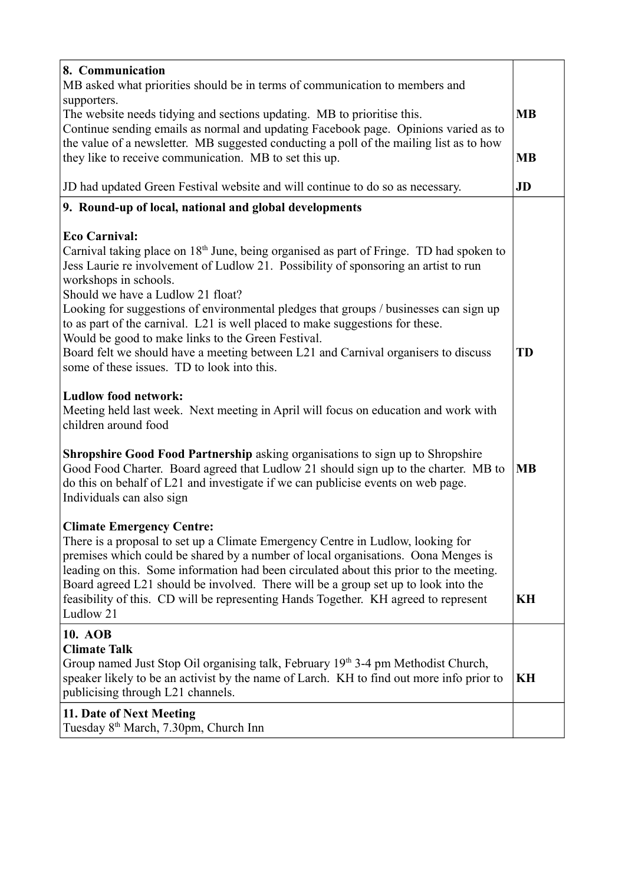| | |
|---|---|
| **8. Communication**<br>MB asked what priorities should be in terms of communication to members and supporters.<br>The website needs tidying and sections updating. MB to prioritise this.<br>Continue sending emails as normal and updating Facebook page. Opinions varied as to the value of a newsletter. MB suggested conducting a poll of the mailing list as to how they like to receive communication. MB to set this up.<br><br>JD had updated Green Festival website and will continue to do so as necessary. | **MB**<br><br>**MB**<br><br>**JD** |
| **9. Round-up of local, national and global developments**<br><br>**Eco Carnival:**<br>Carnival taking place on 18th June, being organised as part of Fringe. TD had spoken to Jess Laurie re involvement of Ludlow 21. Possibility of sponsoring an artist to run workshops in schools.<br>Should we have a Ludlow 21 float?<br>Looking for suggestions of environmental pledges that groups / businesses can sign up to as part of the carnival. L21 is well placed to make suggestions for these.<br>Would be good to make links to the Green Festival.<br>Board felt we should have a meeting between L21 and Carnival organisers to discuss some of these issues. TD to look into this.<br><br>**Ludlow food network:**<br>Meeting held last week. Next meeting in April will focus on education and work with children around food<br><br>**Shropshire Good Food Partnership** asking organisations to sign up to Shropshire Good Food Charter. Board agreed that Ludlow 21 should sign up to the charter. MB to do this on behalf of L21 and investigate if we can publicise events on web page. Individuals can also sign<br><br>**Climate Emergency Centre:**<br>There is a proposal to set up a Climate Emergency Centre in Ludlow, looking for premises which could be shared by a number of local organisations. Oona Menges is leading on this. Some information had been circulated about this prior to the meeting. Board agreed L21 should be involved. There will be a group set up to look into the feasibility of this. CD will be representing Hands Together. KH agreed to represent Ludlow 21 | <br><br><br><br><br><br><br><br>**TD**<br><br><br><br>**MB**<br><br><br><br>**KH** |
| **10. AOB**<br>**Climate Talk**<br>Group named Just Stop Oil organising talk, February 19th 3-4 pm Methodist Church, speaker likely to be an activist by the name of Larch. KH to find out more info prior to publicising through L21 channels. | **KH** |
| **11. Date of Next Meeting**<br>Tuesday 8th March, 7.30pm, Church Inn | |